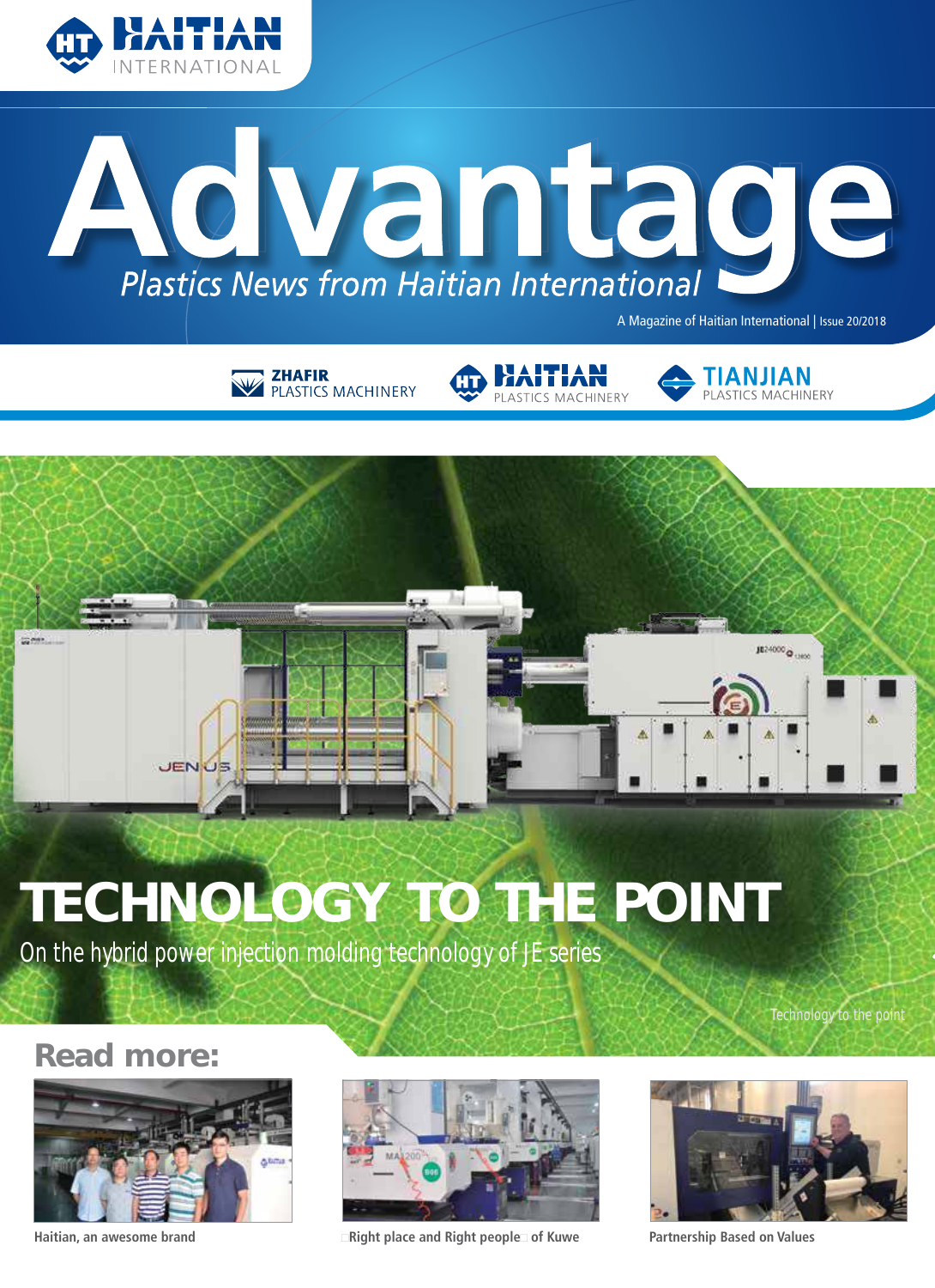HAITIAN INTERNATIONAL

# Advantage

*Plastics News from Haitian International*

A Magazine of Haitian International | Issue 20/2018

ZHAFIR PLASTICS MACHINERY | HAITIAN PLASTICS MACHINERY | TIANJIAN PLASTICS MACHINERY

## TECHNOLOGY TO THE POINT

On the hybrid power injection molding technology of JE series

Technology to the point

## Read more:

Haitian, an awesome brand

Right place and Right people of Kuwe

Partnership Based on Values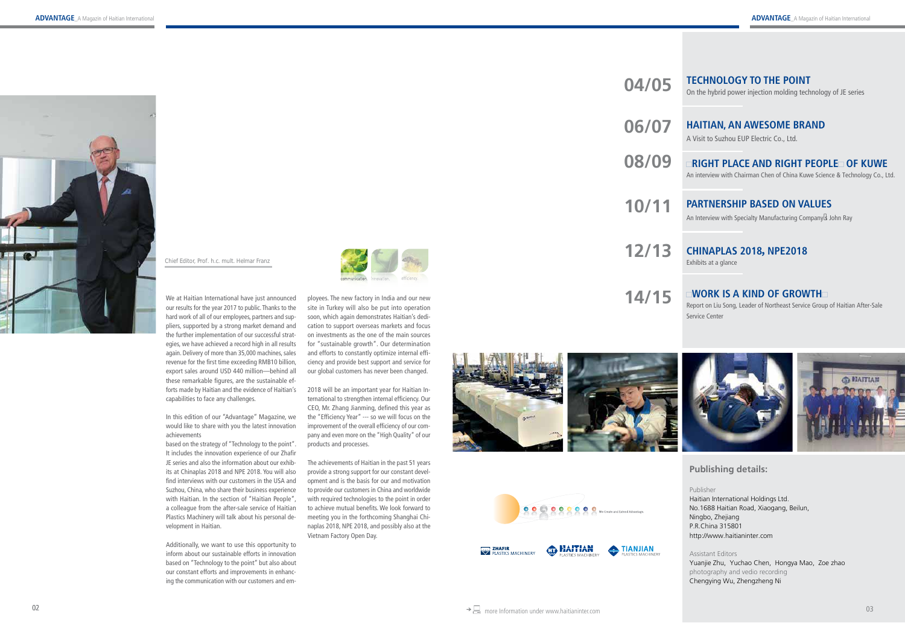Chief Editor, Prof. h.c. mult. Helmar Franz

We at Haitian International have just announced our results for the year 2017 to public. Thanks to the hard work of all of our employees, partners and suppliers, supported by a strong market demand and the further implementation of our successful strategies, we have achieved a record high in all results again. Delivery of more than 35,000 machines, sales revenue for the first time exceeding RMB10 billion, export sales around USD 440 million—behind all these remarkable figures, are the sustainable efforts made by Haitian and the evidence of Haitian's capabilities to face any challenges.

In this edition of our "Advantage" Magazine, we would like to share with you the latest innovation achievements based on the strategy of "Technology to the point". It includes the innovation experience of our Zhafir JE series and also the information about our exhibits at Chinaplas 2018 and NPE 2018. You will also find interviews with our customers in the USA and Suzhou, China, who share their business experience with Haitian. In the section of "Haitian People", a colleague from the after-sale service of Haitian Plastics Machinery will talk about his personal development in Haitian.

Additionally, we want to use this opportunity to inform about our sustainable efforts in innovation based on "Technology to the point" but also about our constant efforts and improvements in enhancing the communication with our customers and employees. The new factory in India and our new site in Turkey will also be put into operation soon, which again demonstrates Haitian's dedication to support overseas markets and focus on investments as the one of the main sources for "sustainable growth". Our determination and efforts to constantly optimize internal efficiency and provide best support and service for our global customers has never been changed.

2018 will be an important year for Haitian International to strengthen internal efficiency. Our CEO, Mr. Zhang Jianming, defined this year as the "Efficiency Year" --- so we will focus on the improvement of the overall efficiency of our company and even more on the "High Quality" of our products and processes.

The achievements of Haitian in the past 51 years provide a strong support for our constant development and is the basis for our and motivation to provide our customers in China and worldwide with required technologies to the point in order to achieve mutual benefits. We look forward to meeting you in the forthcoming Shanghai Chinaplas 2018, NPE 2018, and possibly also at the Vietnam Factory Open Day.

**04/05** **TECHNOLOGY TO THE POINT**
On the hybrid power injection molding technology of JE series

**06/07** **HAITIAN, AN AWESOME BRAND**
A Visit to Suzhou EUP Electric Co., Ltd.

**08/09** **"RIGHT PLACE AND RIGHT PEOPLE" OF KUWE**
An interview with Chairman Chen of China Kuwe Science & Technology Co., Ltd.

**10/11** **PARTNERSHIP BASED ON VALUES**
An Interview with Specialty Manufacturing Company's John Ray

**12/13** **CHINAPLAS 2018, NPE2018**
Exhibits at a glance

**14/15** **"WORK IS A KIND OF GROWTH"**
Report on Liu Song, Leader of Northeast Service Group of Haitian After-Sale Service Center

## Publishing details:

Publisher
Haitian International Holdings Ltd.
No.1688 Haitian Road, Xiaogang, Beilun,
Ningbo, Zhejiang
P.R.China 315801
http://www.haitianinter.com

Assistant Editors
Yuanjie Zhu, Yuchao Chen, Hongya Mao, Zoe zhao
photography and vedio recording
Chengying Wu, Zhengzheng Ni

more Information under www.haitianinter.com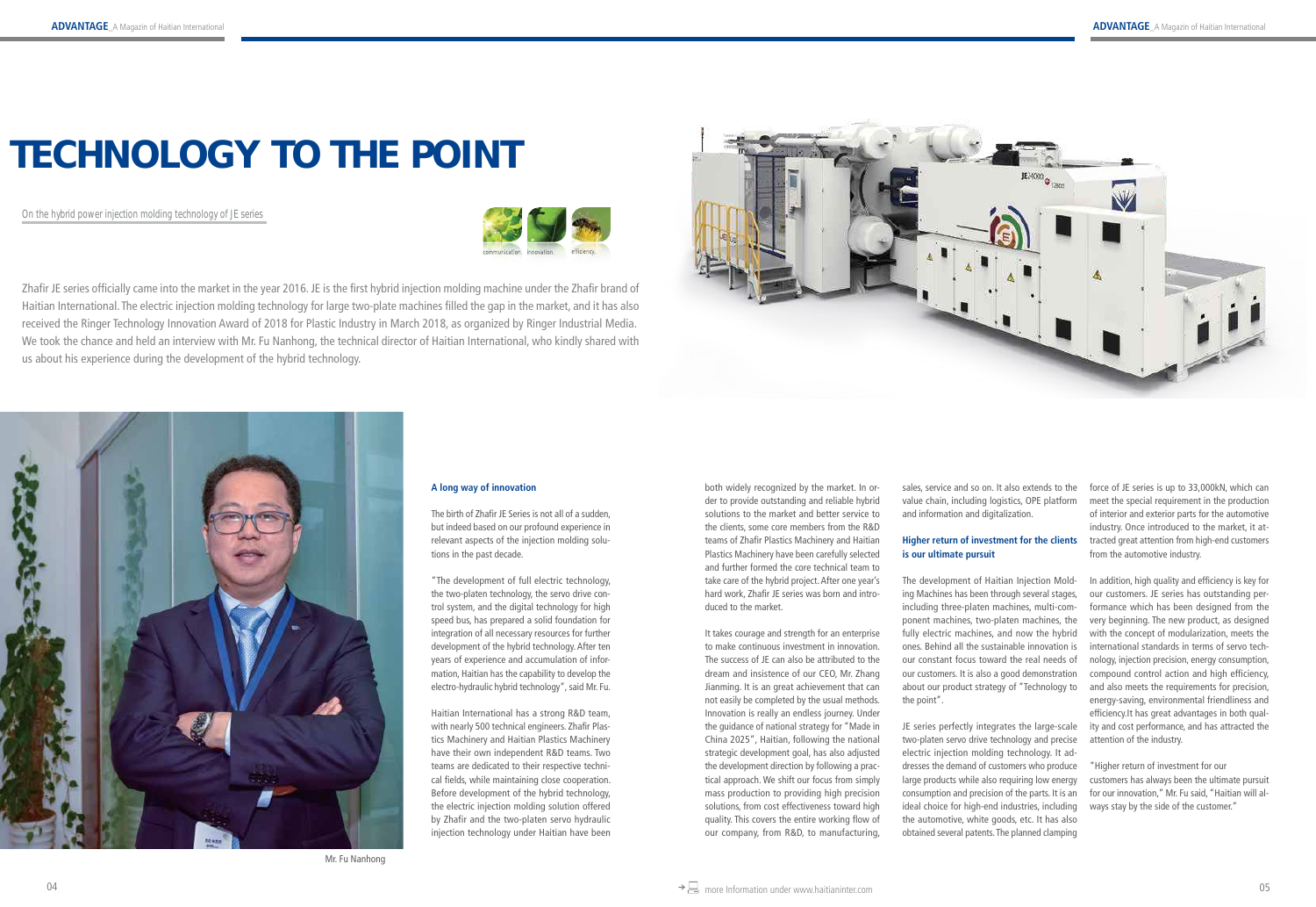# TECHNOLOGY TO THE POINT

On the hybrid power injection molding technology of JE series

Zhafir JE series officially came into the market in the year 2016. JE is the first hybrid injection molding machine under the Zhafir brand of Haitian International. The electric injection molding technology for large two-plate machines filled the gap in the market, and it has also received the Ringer Technology Innovation Award of 2018 for Plastic Industry in March 2018, as organized by Ringer Industrial Media. We took the chance and held an interview with Mr. Fu Nanhong, the technical director of Haitian International, who kindly shared with us about his experience during the development of the hybrid technology.

Mr. Fu Nanhong

### A long way of innovation

The birth of Zhafir JE Series is not all of a sudden, but indeed based on our profound experience in relevant aspects of the injection molding solutions in the past decade.

"The development of full electric technology, the two-platen technology, the servo drive control system, and the digital technology for high speed bus, has prepared a solid foundation for integration of all necessary resources for further development of the hybrid technology. After ten years of experience and accumulation of information, Haitian has the capability to develop the electro-hydraulic hybrid technology", said Mr. Fu.

Haitian International has a strong R&D team, with nearly 500 technical engineers. Zhafir Plastics Machinery and Haitian Plastics Machinery have their own independent R&D teams. Two teams are dedicated to their respective technical fields, while maintaining close cooperation. Before development of the hybrid technology, the electric injection molding solution offered by Zhafir and the two-platen servo hydraulic injection technology under Haitian have been both widely recognized by the market. In order to provide outstanding and reliable hybrid solutions to the market and better service to the clients, some core members from the R&D teams of Zhafir Plastics Machinery and Haitian Plastics Machinery have been carefully selected and further formed the core technical team to take care of the hybrid project. After one year's hard work, Zhafir JE series was born and introduced to the market.

It takes courage and strength for an enterprise to make continuous investment in innovation. The success of JE can also be attributed to the dream and insistence of our CEO, Mr. Zhang Jianming. It is an great achievement that can not easily be completed by the usual methods. Innovation is really an endless journey. Under the guidance of national strategy for "Made in China 2025", Haitian, following the national strategic development goal, has also adjusted the development direction by following a practical approach. We shift our focus from simply mass production to providing high precision solutions, from cost effectiveness toward high quality. This covers the entire working flow of our company, from R&D, to manufacturing, sales, service and so on. It also extends to the value chain, including logistics, OPE platform and information and digitalization.

### Higher return of investment for the clients is our ultimate pursuit

The development of Haitian Injection Molding Machines has been through several stages, including three-platen machines, multi-component machines, two-platen machines, the fully electric machines, and now the hybrid ones. Behind all the sustainable innovation is our constant focus toward the real needs of our customers. It is also a good demonstration about our product strategy of "Technology to the point".

JE series perfectly integrates the large-scale two-platen servo drive technology and precise electric injection molding technology. It addresses the demand of customers who produce large products while also requiring low energy consumption and precision of the parts. It is an ideal choice for high-end industries, including the automotive, white goods, etc. It has also obtained several patents. The planned clamping force of JE series is up to 33,000kN, which can meet the special requirement in the production of interior and exterior parts for the automotive industry. Once introduced to the market, it attracted great attention from high-end customers from the automotive industry.

In addition, high quality and efficiency is key for our customers. JE series has outstanding performance which has been designed from the very beginning. The new product, as designed with the concept of modularization, meets the international standards in terms of servo technology, injection precision, energy consumption, compound control action and high efficiency, and also meets the requirements for precision, energy-saving, environmental friendliness and efficiency.It has great advantages in both quality and cost performance, and has attracted the attention of the industry.

"Higher return of investment for our customers has always been the ultimate pursuit for our innovation," Mr. Fu said, "Haitian will always stay by the side of the customer."

→ more Information under www.haitianinter.com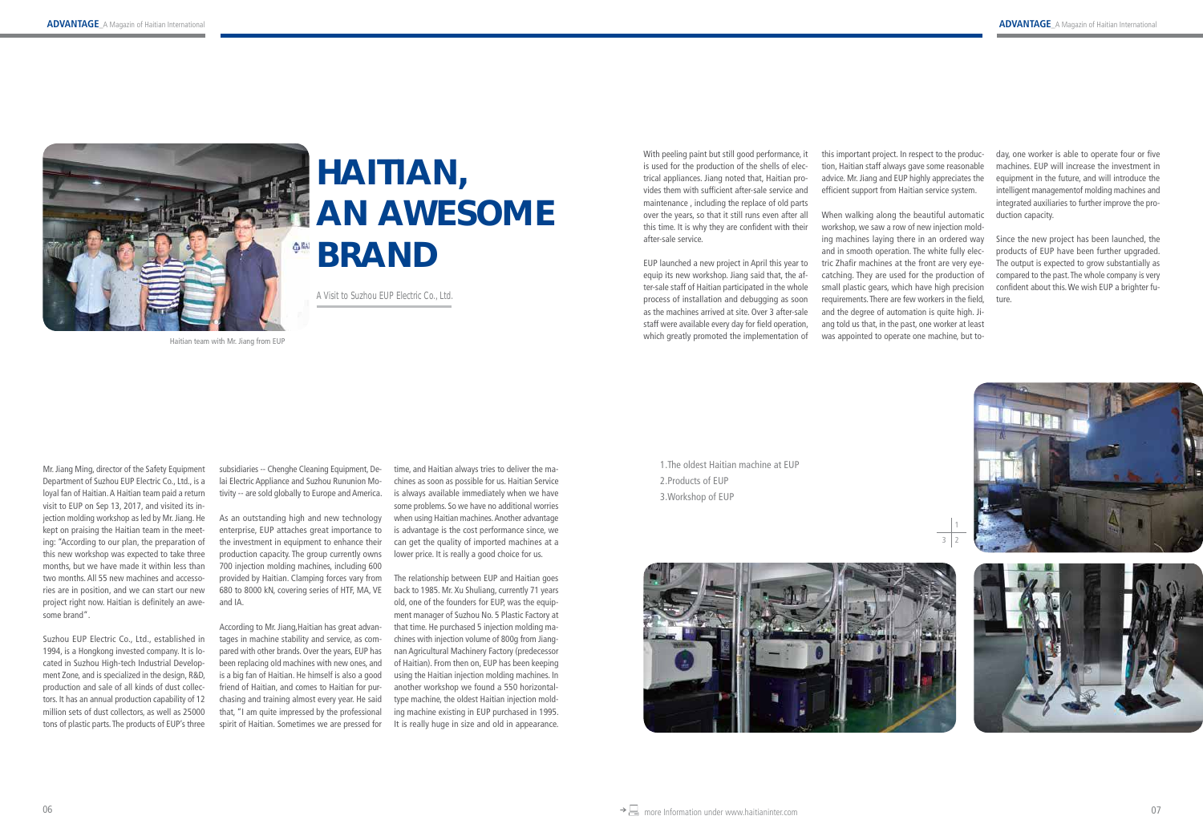# HAITIAN, AN AWESOME BRAND

A Visit to Suzhou EUP Electric Co., Ltd.

Haitian team with Mr. Jiang from EUP

Mr. Jiang Ming, director of the Safety Equipment Department of Suzhou EUP Electric Co., Ltd., is a loyal fan of Haitian. A Haitian team paid a return visit to EUP on Sep 13, 2017, and visited its injection molding workshop as led by Mr. Jiang. He kept on praising the Haitian team in the meeting: "According to our plan, the preparation of this new workshop was expected to take three months, but we have made it within less than two months. All 55 new machines and accessories are in position, and we can start our new project right now. Haitian is definitely an awesome brand".

Suzhou EUP Electric Co., Ltd., established in 1994, is a Hongkong invested company. It is located in Suzhou High-tech Industrial Development Zone, and is specialized in the design, R&D, production and sale of all kinds of dust collectors. It has an annual production capability of 12 million sets of dust collectors, as well as 25000 tons of plastic parts. The products of EUP's three subsidiaries -- Chenghe Cleaning Equipment, Delai Electric Appliance and Suzhou Rununion Motivity -- are sold globally to Europe and America.

As an outstanding high and new technology enterprise, EUP attaches great importance to the investment in equipment to enhance their production capacity. The group currently owns 700 injection molding machines, including 600 provided by Haitian. Clamping forces vary from 680 to 8000 kN, covering series of HTF, MA, VE and IA.

According to Mr. Jiang,Haitian has great advantages in machine stability and service, as compared with other brands. Over the years, EUP has been replacing old machines with new ones, and is a big fan of Haitian. He himself is also a good friend of Haitian, and comes to Haitian for purchasing and training almost every year. He said that, "I am quite impressed by the professional spirit of Haitian. Sometimes we are pressed for time, and Haitian always tries to deliver the machines as soon as possible for us. Haitian Service is always available immediately when we have some problems. So we have no additional worries when using Haitian machines. Another advantage is the cost performance since, we can get the quality of imported machines at a lower price. It is really a good choice for us.

The relationship between EUP and Haitian goes back to 1985. Mr. Xu Shuliang, currently 71 years old, one of the founders for EUP, was the equipment manager of Suzhou No. 5 Plastic Factory at that time. He purchased 5 injection molding machines with injection volume of 800g from Jiangnan Agricultural Machinery Factory (predecessor of Haitian). From then on, EUP has been keeping using the Haitian injection molding machines. In another workshop we found a 550 horizontal-type machine, the oldest Haitian injection molding machine existing in EUP purchased in 1995. It is really huge in size and old in appearance. With peeling paint but still good performance, it is used for the production of the shells of electrical appliances. Jiang noted that, Haitian provides them with sufficient after-sale service and maintenance , including the replace of old parts over the years, so that it still runs even after all this time. It is why they are confident with their after-sale service.

EUP launched a new project in April this year to equip its new workshop. Jiang said that, the after-sale staff of Haitian participated in the whole process of installation and debugging as soon as the machines arrived at site. Over 3 after-sale staff were available every day for field operation, which greatly promoted the implementation of this important project. In respect to the production, Haitian staff always gave some reasonable advice. Mr. Jiang and EUP highly appreciates the efficient support from Haitian service system.

When walking along the beautiful automatic workshop, we saw a row of new injection molding machines laying there in an ordered way and in smooth operation. The white fully electric Zhafir machines at the front are very eye-catching. They are used for the production of small plastic gears, which have high precision requirements. There are few workers in the field, and the degree of automation is quite high. Jiang told us that, in the past, one worker at least was appointed to operate one machine, but today, one worker is able to operate four or five machines. EUP will increase the investment in equipment in the future, and will introduce the intelligent managementof molding machines and integrated auxiliaries to further improve the production capacity.

Since the new project has been launched, the products of EUP have been further upgraded. The output is expected to grow substantially as compared to the past. The whole company is very confident about this. We wish EUP a brighter future.

1.The oldest Haitian machine at EUP
2.Products of EUP
3.Workshop of EUP

more Information under www.haitianinter.com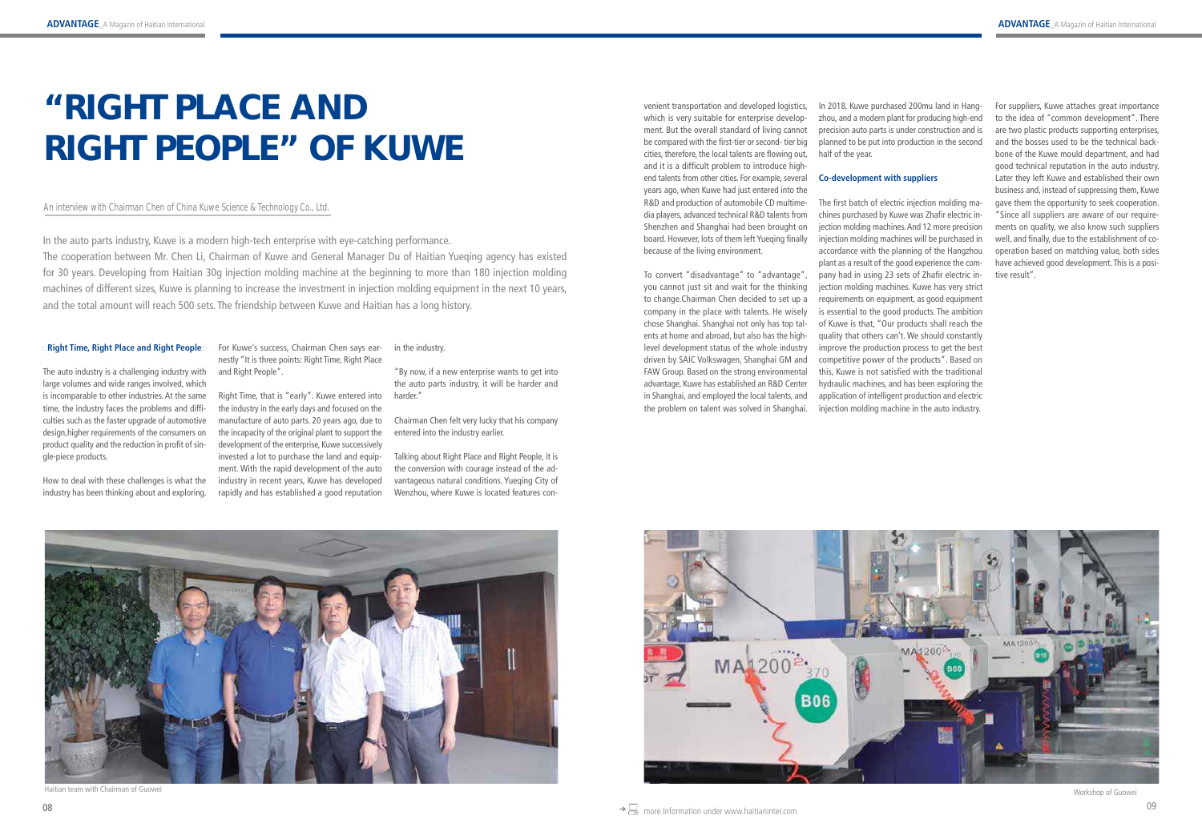# "RIGHT PLACE AND RIGHT PEOPLE" OF KUWE

An interview with Chairman Chen of China Kuwe Science & Technology Co., Ltd.

In the auto parts industry, Kuwe is a modern high-tech enterprise with eye-catching performance.
The cooperation between Mr. Chen Li, Chairman of Kuwe and General Manager Du of Haitian Yueqing agency has existed for 30 years. Developing from Haitian 30g injection molding machine at the beginning to more than 180 injection molding machines of different sizes, Kuwe is planning to increase the investment in injection molding equipment in the next 10 years, and the total amount will reach 500 sets. The friendship between Kuwe and Haitian has a long history.

### Right Time, Right Place and Right People

The auto industry is a challenging industry with large volumes and wide ranges involved, which is incomparable to other industries. At the same time, the industry faces the problems and difficulties such as the faster upgrade of automotive design,higher requirements of the consumers on product quality and the reduction in profit of single-piece products.

How to deal with these challenges is what the industry has been thinking about and exploring.

For Kuwe's success, Chairman Chen says earnestly "It is three points: Right Time, Right Place and Right People".

Right Time, that is "early". Kuwe entered into the industry in the early days and focused on the manufacture of auto parts. 20 years ago, due to the incapacity of the original plant to support the development of the enterprise, Kuwe successively invested a lot to purchase the land and equipment. With the rapid development of the auto industry in recent years, Kuwe has developed rapidly and has established a good reputation in the industry.

"By now, if a new enterprise wants to get into the auto parts industry, it will be harder and harder."

Chairman Chen felt very lucky that his company entered into the industry earlier.

Talking about Right Place and Right People, it is the conversion with courage instead of the advantageous natural conditions. Yueqing City of Wenzhou, where Kuwe is located features convenient transportation and developed logistics, which is very suitable for enterprise development. But the overall standard of living cannot be compared with the first-tier or second- tier big cities, therefore, the local talents are flowing out, and it is a difficult problem to introduce high-end talents from other cities. For example, several years ago, when Kuwe had just entered into the R&D and production of automobile CD multimedia players, advanced technical R&D talents from Shenzhen and Shanghai had been brought on board. However, lots of them left Yueqing finally because of the living environment.

To convert "disadvantage" to "advantage", you cannot just sit and wait for the thinking to change.Chairman Chen decided to set up a company in the place with talents. He wisely chose Shanghai. Shanghai not only has top talents at home and abroad, but also has the high-level development status of the whole industry driven by SAIC Volkswagen, Shanghai GM and FAW Group. Based on the strong environmental advantage, Kuwe has established an R&D Center in Shanghai, and employed the local talents, and the problem on talent was solved in Shanghai.

In 2018, Kuwe purchased 200mu land in Hangzhou, and a modern plant for producing high-end precision auto parts is under construction and is planned to be put into production in the second half of the year.

### Co-development with suppliers

The first batch of electric injection molding machines purchased by Kuwe was Zhafir electric injection molding machines. And 12 more precision injection molding machines will be purchased in accordance with the planning of the Hangzhou plant as a result of the good experience the company had in using 23 sets of Zhafir electric injection molding machines. Kuwe has very strict requirements on equipment, as good equipment is essential to the good products. The ambition of Kuwe is that, "Our products shall reach the quality that others can't. We should constantly improve the production process to get the best competitive power of the products". Based on this, Kuwe is not satisfied with the traditional hydraulic machines, and has been exploring the application of intelligent production and electric injection molding machine in the auto industry.

For suppliers, Kuwe attaches great importance to the idea of "common development". There are two plastic products supporting enterprises, and the bosses used to be the technical backbone of the Kuwe mould department, and had good technical reputation in the auto industry. Later they left Kuwe and established their own business and, instead of suppressing them, Kuwe gave them the opportunity to seek cooperation. "Since all suppliers are aware of our requirements on quality, we also know such suppliers well, and finally, due to the establishment of cooperation based on matching value, both sides have achieved good development. This is a positive result".

Haitian team with Chairman of Guowei

Workshop of Guowei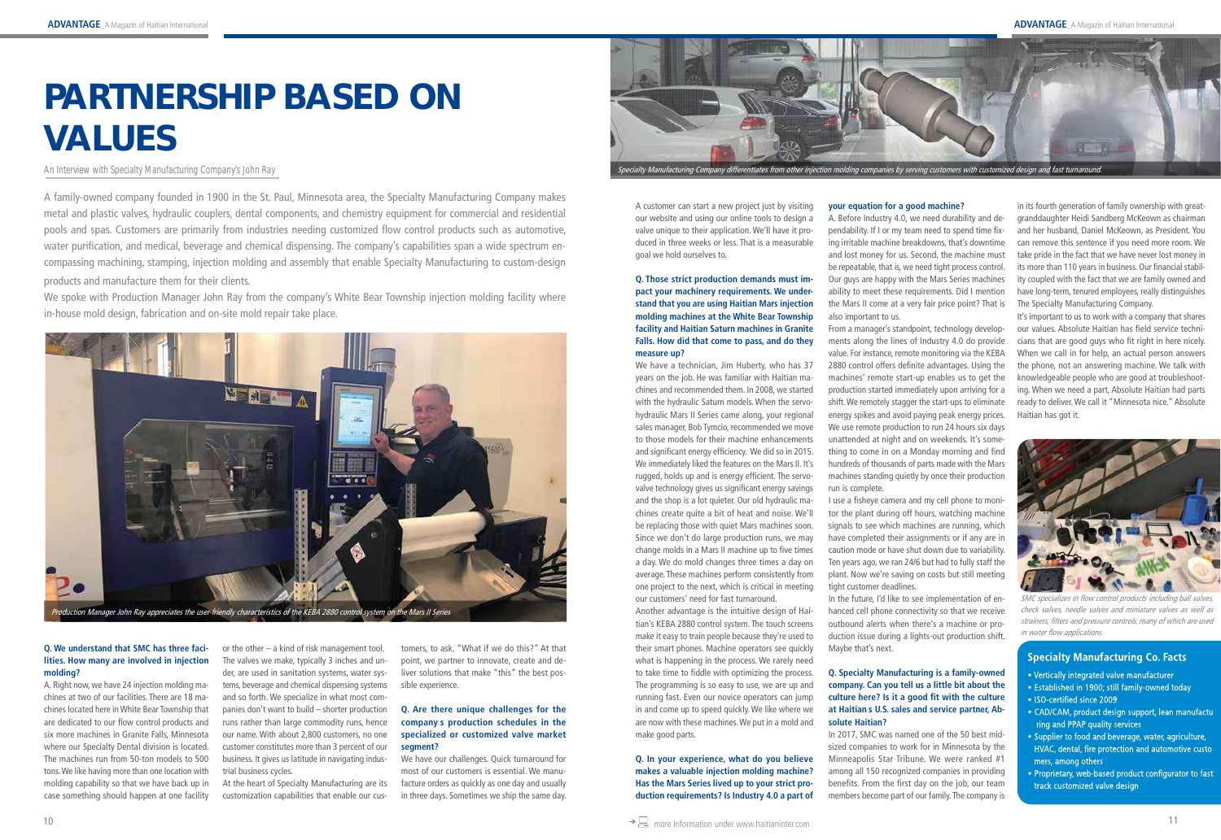# PARTNERSHIP BASED ON VALUES

An Interview with Specialty Manufacturing Company's John Ray

A family-owned company founded in 1900 in the St. Paul, Minnesota area, the Specialty Manufacturing Company makes metal and plastic valves, hydraulic couplers, dental components, and chemistry equipment for commercial and residential pools and spas. Customers are primarily from industries needing customized flow control products such as automotive, water purification, and medical, beverage and chemical dispensing. The company's capabilities span a wide spectrum encompassing machining, stamping, injection molding and assembly that enable Specialty Manufacturing to custom-design products and manufacture them for their clients.

We spoke with Production Manager John Ray from the company's White Bear Township injection molding facility where in-house mold design, fabrication and on-site mold repair take place.

*Production Manager John Ray appreciates the user-friendly characteristics of the KEBA 2880 control system on the Mars II Series*

**Q. We understand that SMC has three facilities. How many are involved in injection molding?**

A. Right now, we have 24 injection molding machines at two of our facilities. There are 18 machines located here in White Bear Township that are dedicated to our flow control products and six more machines in Granite Falls, Minnesota where our Specialty Dental division is located. The machines run from 50-ton models to 500 tons. We like having more than one location with molding capability so that we have back up in case something should happen at one facility or the other – a kind of risk management tool.

The valves we make, typically 3 inches and under, are used in sanitation systems, water systems, beverage and chemical dispensing systems and so forth. We specialize in what most companies don't want to build – shorter production runs rather than large commodity runs, hence our name. With about 2,800 customers, no one customer constitutes more than 3 percent of our business. It gives us latitude in navigating industrial business cycles.

At the heart of Specialty Manufacturing are its customization capabilities that enable our customers, to ask, "What if we do this?" At that point, we partner to innovate, create and deliver solutions that make "this" the best possible experience.

**Q. Are there unique challenges for the company s production schedules in the specialized or customized valve market segment?**

We have our challenges. Quick turnaround for most of our customers is essential. We manufacture orders as quickly as one day and usually in three days. Sometimes we ship the same day.

*Specialty Manufacturing Company differentiates from other injection molding companies by serving customers with customized design and fast turnaround.*

A customer can start a new project just by visiting our website and using our online tools to design a valve unique to their application. We'll have it produced in three weeks or less. That is a measurable goal we hold ourselves to.

**Q. Those strict production demands must impact your machinery requirements. We understand that you are using Haitian Mars injection molding machines at the White Bear Township facility and Haitian Saturn machines in Granite Falls. How did that come to pass, and do they measure up?**

We have a technician, Jim Huberty, who has 37 years on the job. He was familiar with Haitian machines and recommended them. In 2008, we started with the hydraulic Saturn models. When the servo-hydraulic Mars II Series came along, your regional sales manager, Bob Tymcio, recommended we move to those models for their machine enhancements and significant energy efficiency. We did so in 2015. We immediately liked the features on the Mars II. It's rugged, holds up and is energy efficient. The servo-valve technology gives us significant energy savings and the shop is a lot quieter. Our old hydraulic machines create quite a bit of heat and noise. We'll be replacing those with quiet Mars machines soon. Since we don't do large production runs, we may change molds in a Mars II machine up to five times a day. We do mold changes three times a day on average. These machines perform consistently from one project to the next, which is critical in meeting our customers' need for fast turnaround.

Another advantage is the intuitive design of Haitian's KEBA 2880 control system. The touch screens make it easy to train people because they're used to their smart phones. Machine operators see quickly what is happening in the process. We rarely need to take time to fiddle with optimizing the process. The programming is so easy to use, we are up and running fast. Even our novice operators can jump in and come up to speed quickly. We like where we are now with these machines. We put in a mold and make good parts.

**Q. In your experience, what do you believe makes a valuable injection molding machine? Has the Mars Series lived up to your strict production requirements? Is Industry 4.0 a part of your equation for a good machine?**

A. Before Industry 4.0, we need durability and dependability. If I or my team need to spend time fixing irritable machine breakdowns, that's downtime and lost money for us. Second, the machine must be repeatable, that is, we need tight process control. Our guys are happy with the Mars Series machines ability to meet these requirements. Did I mention the Mars II come at a very fair price point? That is also important to us.

From a manager's standpoint, technology developments along the lines of Industry 4.0 do provide value. For instance, remote monitoring via the KEBA 2880 control offers definite advantages. Using the machines' remote start-up enables us to get the production started immediately upon arriving for a shift. We remotely stagger the start-ups to eliminate energy spikes and avoid paying peak energy prices. We use remote production to run 24 hours six days unattended at night and on weekends. It's something to come in on a Monday morning and find hundreds of thousands of parts made with the Mars machines standing quietly by once their production run is complete.

I use a fisheye camera and my cell phone to monitor the plant during off hours, watching machine signals to see which machines are running, which have completed their assignments or if any are in caution mode or have shut down due to variability. Ten years ago, we ran 24/6 but had to fully staff the plant. Now we're saving on costs but still meeting tight customer deadlines.

In the future, I'd like to see implementation of enhanced cell phone connectivity so that we receive outbound alerts when there's a machine or production issue during a lights-out production shift. Maybe that's next.

**Q. Specialty Manufacturing is a family-owned company. Can you tell us a little bit about the culture here? Is it a good fit with the culture at Haitian s U.S. sales and service partner, Absolute Haitian?**

In 2017, SMC was named one of the 50 best midsized companies to work for in Minnesota by the Minneapolis Star Tribune. We were ranked #1 among all 150 recognized companies in providing benefits. From the first day on the job, our team members become part of our family. The company is in its fourth generation of family ownership with great-granddaughter Heidi Sandberg McKeown as chairman and her husband, Daniel McKeown, as President. You can remove this sentence if you need more room. We take pride in the fact that we have never lost money in its more than 110 years in business. Our financial stability coupled with the fact that we are family owned and have long-term, tenured employees, really distinguishes The Specialty Manufacturing Company.

It's important to us to work with a company that shares our values. Absolute Haitian has field service technicians that are good guys who fit right in here nicely. When we call in for help, an actual person answers the phone, not an answering machine. We talk with knowledgeable people who are good at troubleshooting. When we need a part, Absolute Haitian had parts ready to deliver. We call it "Minnesota nice." Absolute Haitian has got it.

*SMC specializes in flow control products including ball valves, check valves, needle valves and miniature valves as well as strainers, filters and pressure controls, many of which are used in water flow applications.*

## Specialty Manufacturing Co. Facts

- Vertically integrated valve manufacturer
- Established in 1900; still family-owned today
- ISO-certified since 2009
- CAD/CAM, product design support, lean manufacturing and PPAP quality services
- Supplier to food and beverage, water, agriculture, HVAC, dental, fire protection and automotive customers, among others
- Proprietary, web-based product configurator to fast track customized valve design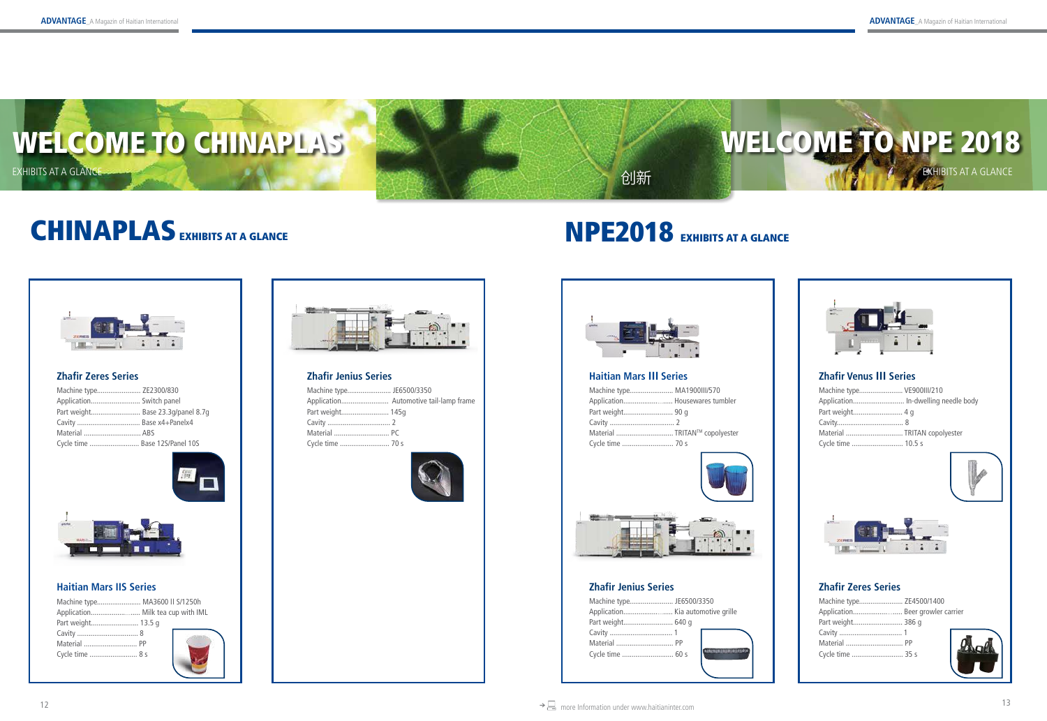# WELCOME TO CHINAPLAS

EXHIBITS AT A GLANCE

创新

# WELCOME TO NPE 2018

EXHIBITS AT A GLANCE

## CHINAPLAS EXHIBITS AT A GLANCE

### Zhafir Zeres Series

Machine type........................ ZE2300/830
Application........................... Switch panel
Part weight........................... Base 23.3g/panel 8.7g
Cavity .................................. Base x4+Panelx4
Material ............................... ABS
Cycle time ............................ Base 12S/Panel 10S

### Haitian Mars IIS Series

Machine type........................ MA3600 II S/1250h
Application........................... Milk tea cup with IML
Part weight........................... 13.5 g
Cavity .................................. 8
Material ............................... PP
Cycle time ............................ 8 s

### Zhafir Jenius Series

Machine type........................ JE6500/3350
Application........................... Automotive tail-lamp frame
Part weight........................... 145g
Cavity .................................. 2
Material ............................... PC
Cycle time ............................ 70 s

## NPE2018 EXHIBITS AT A GLANCE

### Haitian Mars III Series

Machine type........................ MA1900III/570
Application........................... Housewares tumbler
Part weight........................... 90 g
Cavity .................................. 2
Material ............................... TRITAN™ copolyester
Cycle time ............................ 70 s

### Zhafir Jenius Series

Machine type........................ JE6500/3350
Application........................... Kia automotive grille
Part weight........................... 640 g
Cavity .................................. 1
Material ............................... PP
Cycle time ............................ 60 s

### Zhafir Venus III Series

Machine type........................ VE900III/210
Application........................... In-dwelling needle body
Part weight........................... 4 g
Cavity.................................... 8
Material ............................... TRITAN copolyester
Cycle time ............................ 10.5 s

### Zhafir Zeres Series

Machine type........................ ZE4500/1400
Application........................... Beer growler carrier
Part weight........................... 386 g
Cavity .................................. 1
Material ............................... PP
Cycle time ............................ 35 s

more Information under www.haitianinter.com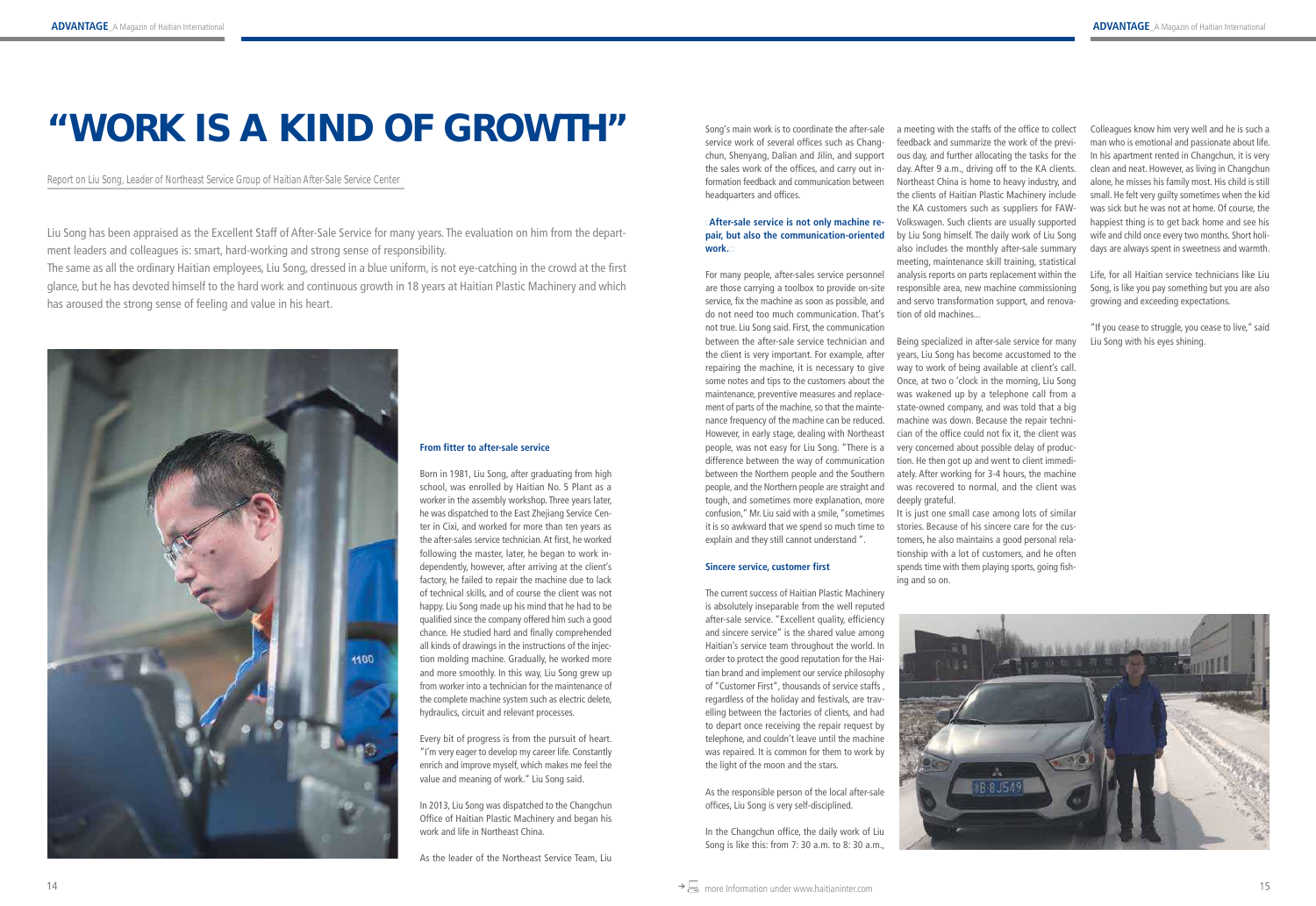# "WORK IS A KIND OF GROWTH"

Report on Liu Song, Leader of Northeast Service Group of Haitian After-Sale Service Center

Liu Song has been appraised as the Excellent Staff of After-Sale Service for many years. The evaluation on him from the department leaders and colleagues is: smart, hard-working and strong sense of responsibility.

The same as all the ordinary Haitian employees, Liu Song, dressed in a blue uniform, is not eye-catching in the crowd at the first glance, but he has devoted himself to the hard work and continuous growth in 18 years at Haitian Plastic Machinery and which has aroused the strong sense of feeling and value in his heart.

**From fitter to after-sale service**

Born in 1981, Liu Song, after graduating from high school, was enrolled by Haitian No. 5 Plant as a worker in the assembly workshop. Three years later, he was dispatched to the East Zhejiang Service Center in Cixi, and worked for more than ten years as the after-sales service technician. At first, he worked following the master, later, he began to work independently, however, after arriving at the client's factory, he failed to repair the machine due to lack of technical skills, and of course the client was not happy. Liu Song made up his mind that he had to be qualified since the company offered him such a good chance. He studied hard and finally comprehended all kinds of drawings in the instructions of the injection molding machine. Gradually, he worked more and more smoothly. In this way, Liu Song grew up from worker into a technician for the maintenance of the complete machine system such as electric delete, hydraulics, circuit and relevant processes.

Every bit of progress is from the pursuit of heart. "I'm very eager to develop my career life. Constantly enrich and improve myself, which makes me feel the value and meaning of work." Liu Song said.

In 2013, Liu Song was dispatched to the Changchun Office of Haitian Plastic Machinery and began his work and life in Northeast China.

As the leader of the Northeast Service Team, Liu Song's main work is to coordinate the after-sale service work of several offices such as Changchun, Shenyang, Dalian and Jilin, and support the sales work of the offices, and carry out information feedback and communication between headquarters and offices.

**After-sale service is not only machine repair, but also the communication-oriented work.**

For many people, after-sales service personnel are those carrying a toolbox to provide on-site service, fix the machine as soon as possible, and do not need too much communication. That's not true. Liu Song said. First, the communication between the after-sale service technician and the client is very important. For example, after repairing the machine, it is necessary to give some notes and tips to the customers about the maintenance, preventive measures and replacement of parts of the machine, so that the maintenance frequency of the machine can be reduced. However, in early stage, dealing with Northeast people, was not easy for Liu Song. "There is a difference between the way of communication between the Northern people and the Southern people, and the Northern people are straight and tough, and sometimes more explanation, more confusion," Mr. Liu said with a smile, "sometimes it is so awkward that we spend so much time to explain and they still cannot understand ".

**Sincere service, customer first**

The current success of Haitian Plastic Machinery is absolutely inseparable from the well reputed after-sale service. "Excellent quality, efficiency and sincere service" is the shared value among Haitian's service team throughout the world. In order to protect the good reputation for the Haitian brand and implement our service philosophy of "Customer First", thousands of service staffs , regardless of the holiday and festivals, are travelling between the factories of clients, and had to depart once receiving the repair request by telephone, and couldn't leave until the machine was repaired. It is common for them to work by the light of the moon and the stars.

As the responsible person of the local after-sale offices, Liu Song is very self-disciplined.

In the Changchun office, the daily work of Liu Song is like this: from 7: 30 a.m. to 8: 30 a.m., a meeting with the staffs of the office to collect feedback and summarize the work of the previous day, and further allocating the tasks for the day. After 9 a.m., driving off to the KA clients. Northeast China is home to heavy industry, and the clients of Haitian Plastic Machinery include the KA customers such as suppliers for FAW-Volkswagen. Such clients are usually supported by Liu Song himself. The daily work of Liu Song also includes the monthly after-sale summary meeting, maintenance skill training, statistical analysis reports on parts replacement within the responsible area, new machine commissioning and servo transformation support, and renovation of old machines...

Being specialized in after-sale service for many years, Liu Song has become accustomed to the way to work of being available at client's call. Once, at two o 'clock in the morning, Liu Song was wakened up by a telephone call from a state-owned company, and was told that a big machine was down. Because the repair technician of the office could not fix it, the client was very concerned about possible delay of production. He then got up and went to client immediately. After working for 3-4 hours, the machine was recovered to normal, and the client was deeply grateful.

It is just one small case among lots of similar stories. Because of his sincere care for the customers, he also maintains a good personal relationship with a lot of customers, and he often spends time with them playing sports, going fishing and so on.

Colleagues know him very well and he is such a man who is emotional and passionate about life. In his apartment rented in Changchun, it is very clean and neat. However, as living in Changchun alone, he misses his family most. His child is still small. He felt very guilty sometimes when the kid was sick but he was not at home. Of course, the happiest thing is to get back home and see his wife and child once every two months. Short holidays are always spent in sweetness and warmth.

Life, for all Haitian service technicians like Liu Song, is like you pay something but you are also growing and exceeding expectations.

"If you cease to struggle, you cease to live," said Liu Song with his eyes shining.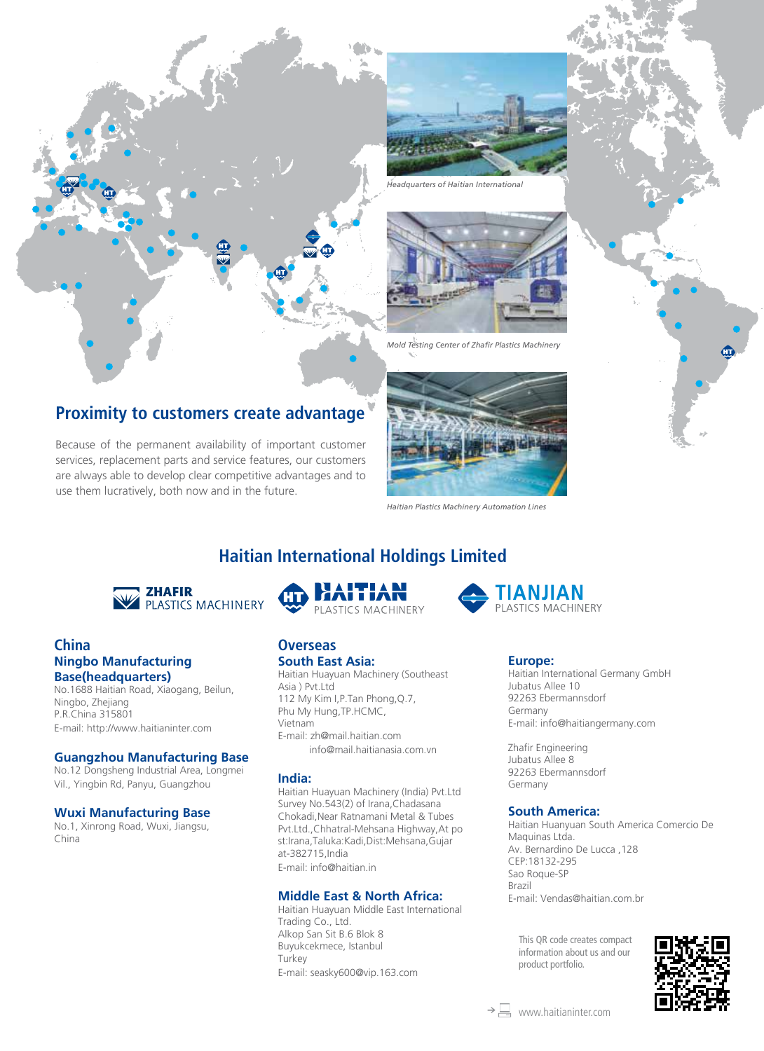*Headquarters of Haitian International*

*Mold Testing Center of Zhafir Plastics Machinery*

## Proximity to customers create advantage

Because of the permanent availability of important customer services, replacement parts and service features, our customers are always able to develop clear competitive advantages and to use them lucratively, both now and in the future.

*Haitian Plastics Machinery Automation Lines*

## Haitian International Holdings Limited

ZHAFIR PLASTICS MACHINERY

HAITIAN PLASTICS MACHINERY

TIANJIAN PLASTICS MACHINERY

### China

**Ningbo Manufacturing Base(headquarters)**
No.1688 Haitian Road, Xiaogang, Beilun,
Ningbo, Zhejiang
P.R.China 315801
E-mail: http://www.haitianinter.com

**Guangzhou Manufacturing Base**
No.12 Dongsheng Industrial Area, Longmei
Vil., Yingbin Rd, Panyu, Guangzhou

**Wuxi Manufacturing Base**
No.1, Xinrong Road, Wuxi, Jiangsu,
China

### Overseas

**South East Asia:**
Haitian Huayuan Machinery (Southeast Asia ) Pvt.Ltd
112 My Kim I,P.Tan Phong,Q.7,
Phu My Hung,TP.HCMC,
Vietnam
E-mail: zh@mail.haitian.com
info@mail.haitianasia.com.vn

**India:**
Haitian Huayuan Machinery (India) Pvt.Ltd
Survey No.543(2) of Irana,Chadasana
Chokadi,Near Ratnamani Metal & Tubes
Pvt.Ltd.,Chhatral-Mehsana Highway,At po
st:Irana,Taluka:Kadi,Dist:Mehsana,Gujar
at-382715,India
E-mail: info@haitian.in

**Middle East & North Africa:**
Haitian Huayuan Middle East International Trading Co., Ltd.
Alkop San Sit B.6 Blok 8
Buyukcekmece, Istanbul
Turkey
E-mail: seasky600@vip.163.com

**Europe:**
Haitian International Germany GmbH
Jubatus Allee 10
92263 Ebermannsdorf
Germany
E-mail: info@haitiangermany.com

Zhafir Engineering
Jubatus Allee 8
92263 Ebermannsdorf
Germany

**South America:**
Haitian Huanyuan South America Comercio De Maquinas Ltda.
Av. Bernardino De Lucca ,128
CEP:18132-295
Sao Roque-SP
Brazil
E-mail: Vendas@haitian.com.br

This QR code creates compact information about us and our product portfolio.

www.haitianinter.com